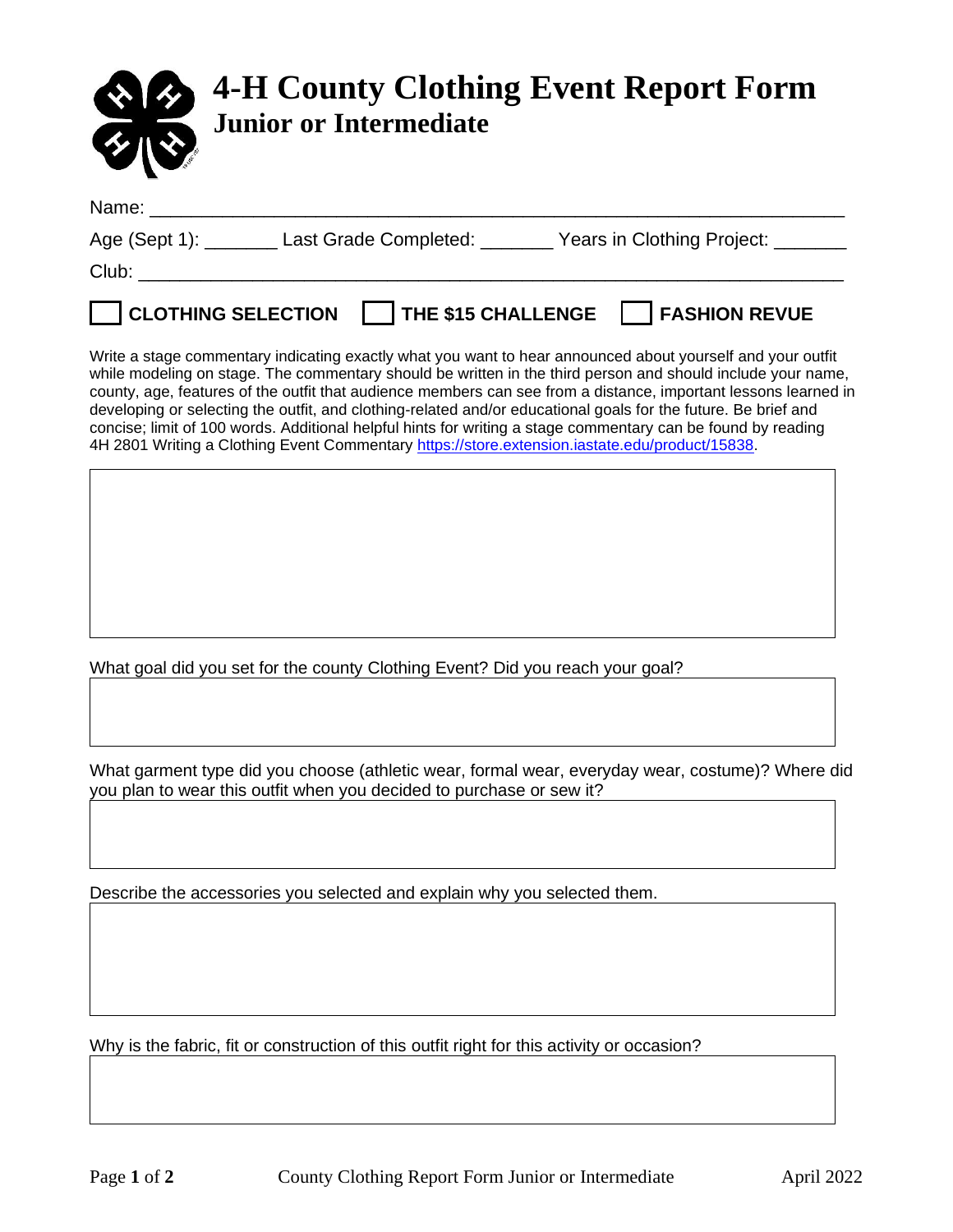# 4-H County Clothing Event Report Form

## Junior or Intermediate

Name: ___________________________________________________________________

Age (Sept 1): _______ Last Grade Completed: _______ Years in Clothing Project: _______

Club: ___________________________________________________________________

☐ **CLOTHING SELECTION** ☐ **THE $15 CHALLENGE** ☐ **FASHION REVUE**

Write a stage commentary indicating exactly what you want to hear announced about yourself and your outfit while modeling on stage. The commentary should be written in the third person and should include your name, county, age, features of the outfit that audience members can see from a distance, important lessons learned in developing or selecting the outfit, and clothing-related and/or educational goals for the future. Be brief and concise; limit of 100 words. Additional helpful hints for writing a stage commentary can be found by reading 4H 2801 Writing a Clothing Event Commentary https://store.extension.iastate.edu/product/15838.

What goal did you set for the county Clothing Event? Did you reach your goal?

What garment type did you choose (athletic wear, formal wear, everyday wear, costume)? Where did you plan to wear this outfit when you decided to purchase or sew it?

Describe the accessories you selected and explain why you selected them.

Why is the fabric, fit or construction of this outfit right for this activity or occasion?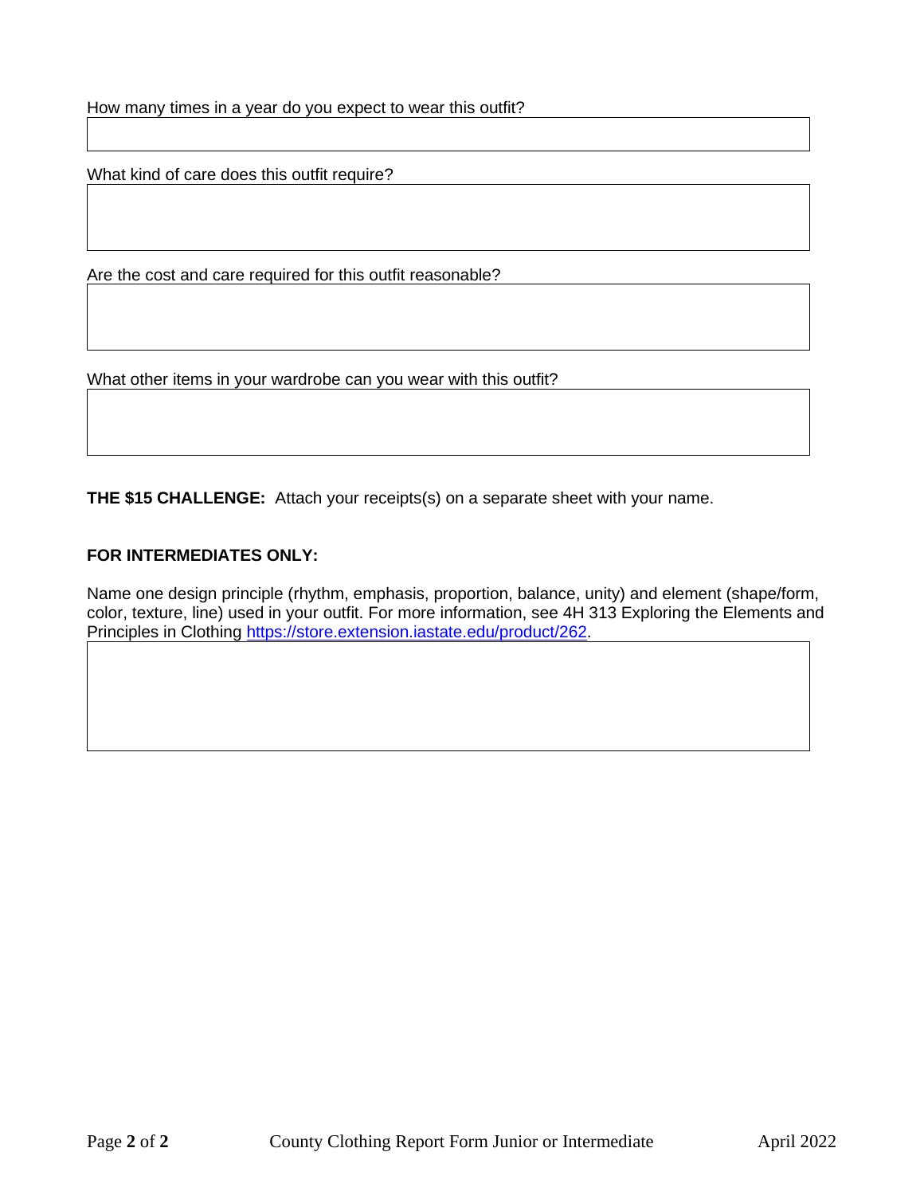How many times in a year do you expect to wear this outfit?

What kind of care does this outfit require?

Are the cost and care required for this outfit reasonable?

What other items in your wardrobe can you wear with this outfit?

**THE $15 CHALLENGE:** Attach your receipts(s) on a separate sheet with your name.

**FOR INTERMEDIATES ONLY:**

Name one design principle (rhythm, emphasis, proportion, balance, unity) and element (shape/form, color, texture, line) used in your outfit. For more information, see 4H 313 Exploring the Elements and Principles in Clothing https://store.extension.iastate.edu/product/262.